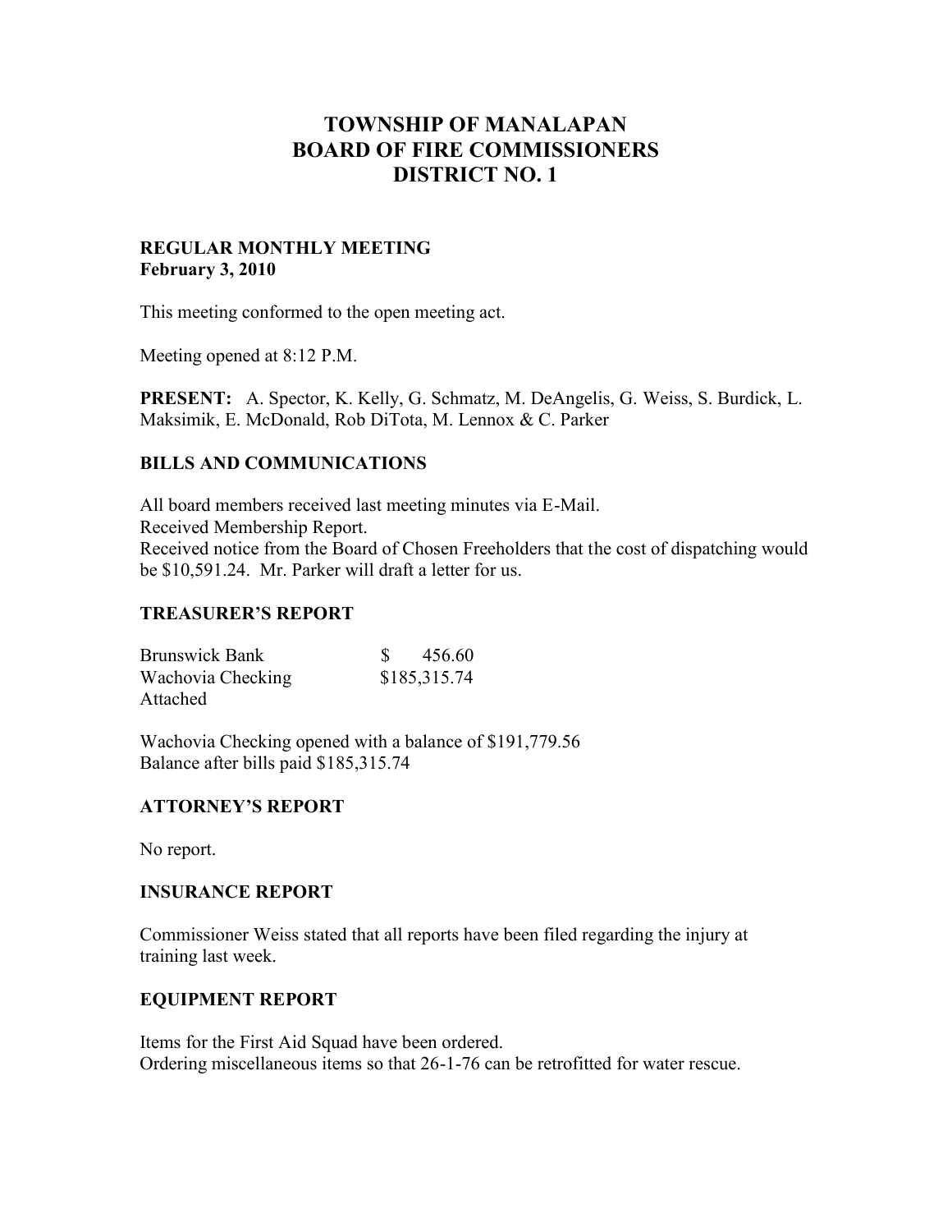# TOWNSHIP OF MANALAPAN
# BOARD OF FIRE COMMISSIONERS
# DISTRICT NO. 1

**REGULAR MONTHLY MEETING**
**February 3, 2010**

This meeting conformed to the open meeting act.

Meeting opened at 8:12 P.M.

**PRESENT:** A. Spector, K. Kelly, G. Schmatz, M. DeAngelis, G. Weiss, S. Burdick, L. Maksimik, E. McDonald, Rob DiTota, M. Lennox & C. Parker

## BILLS AND COMMUNICATIONS

All board members received last meeting minutes via E-Mail.
Received Membership Report.
Received notice from the Board of Chosen Freeholders that the cost of dispatching would be $10,591.24. Mr. Parker will draft a letter for us.

## TREASURER'S REPORT

| | |
|---|---|
| Brunswick Bank | $ 456.60 |
| Wachovia Checking | $185,315.74 |
| Attached | |

Wachovia Checking opened with a balance of $191,779.56
Balance after bills paid $185,315.74

## ATTORNEY'S REPORT

No report.

## INSURANCE REPORT

Commissioner Weiss stated that all reports have been filed regarding the injury at training last week.

## EQUIPMENT REPORT

Items for the First Aid Squad have been ordered.
Ordering miscellaneous items so that 26-1-76 can be retrofitted for water rescue.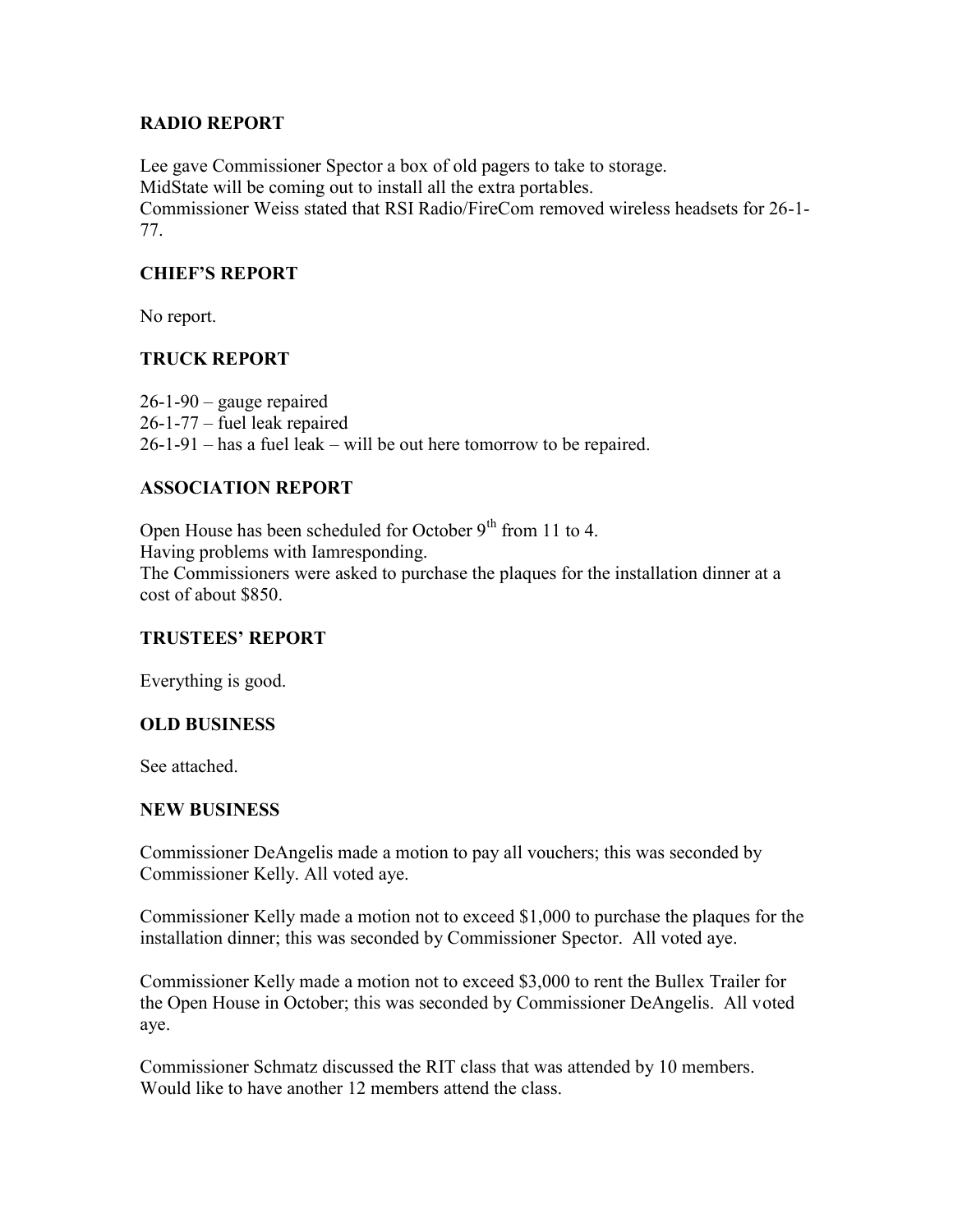## RADIO REPORT

Lee gave Commissioner Spector a box of old pagers to take to storage.
MidState will be coming out to install all the extra portables.
Commissioner Weiss stated that RSI Radio/FireCom removed wireless headsets for 26-1-77.

## CHIEF'S REPORT

No report.

## TRUCK REPORT

26-1-90 – gauge repaired
26-1-77 – fuel leak repaired
26-1-91 – has a fuel leak – will be out here tomorrow to be repaired.

## ASSOCIATION REPORT

Open House has been scheduled for October 9th from 11 to 4.
Having problems with Iamresponding.
The Commissioners were asked to purchase the plaques for the installation dinner at a cost of about $850.

## TRUSTEES' REPORT

Everything is good.

## OLD BUSINESS

See attached.

## NEW BUSINESS

Commissioner DeAngelis made a motion to pay all vouchers; this was seconded by Commissioner Kelly. All voted aye.

Commissioner Kelly made a motion not to exceed $1,000 to purchase the plaques for the installation dinner; this was seconded by Commissioner Spector. All voted aye.

Commissioner Kelly made a motion not to exceed $3,000 to rent the Bullex Trailer for the Open House in October; this was seconded by Commissioner DeAngelis. All voted aye.

Commissioner Schmatz discussed the RIT class that was attended by 10 members. Would like to have another 12 members attend the class.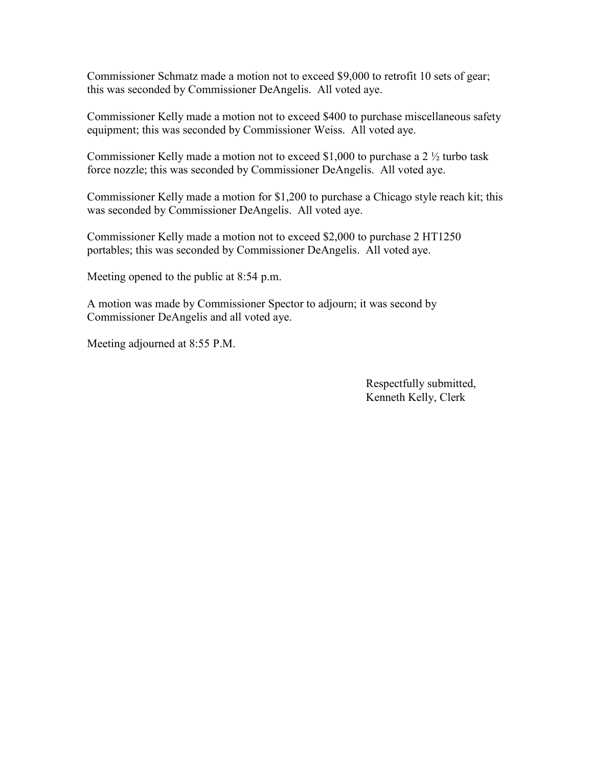Commissioner Schmatz made a motion not to exceed $9,000 to retrofit 10 sets of gear; this was seconded by Commissioner DeAngelis. All voted aye.

Commissioner Kelly made a motion not to exceed $400 to purchase miscellaneous safety equipment; this was seconded by Commissioner Weiss. All voted aye.

Commissioner Kelly made a motion not to exceed $1,000 to purchase a 2 ½ turbo task force nozzle; this was seconded by Commissioner DeAngelis. All voted aye.

Commissioner Kelly made a motion for $1,200 to purchase a Chicago style reach kit; this was seconded by Commissioner DeAngelis. All voted aye.

Commissioner Kelly made a motion not to exceed $2,000 to purchase 2 HT1250 portables; this was seconded by Commissioner DeAngelis. All voted aye.

Meeting opened to the public at 8:54 p.m.

A motion was made by Commissioner Spector to adjourn; it was second by Commissioner DeAngelis and all voted aye.

Meeting adjourned at 8:55 P.M.

Respectfully submitted,
Kenneth Kelly, Clerk